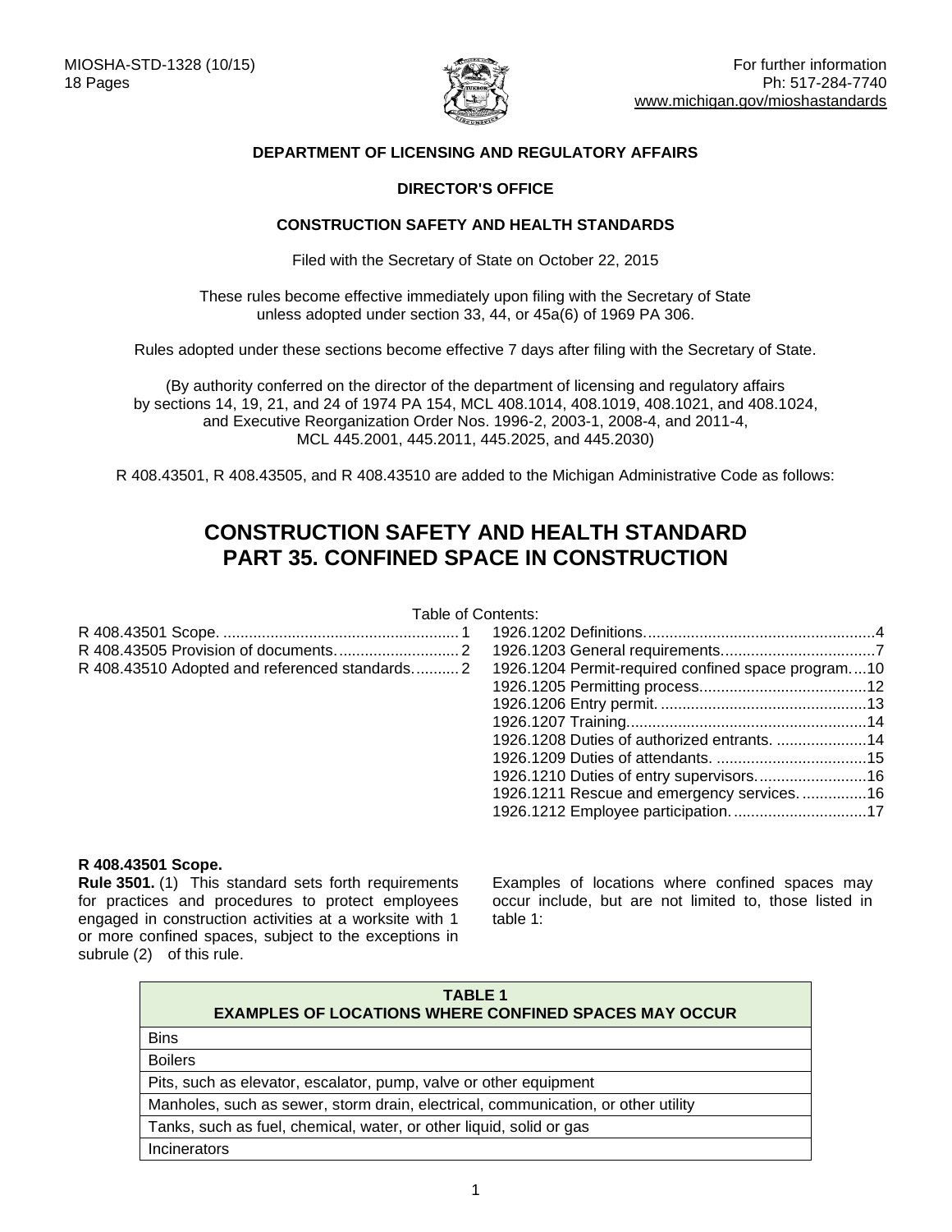MIOSHA-STD-1328 (10/15)
18 Pages

For further information
Ph: 517-284-7740
www.michigan.gov/mioshastandards

**DEPARTMENT OF LICENSING AND REGULATORY AFFAIRS**

**DIRECTOR'S OFFICE**

**CONSTRUCTION SAFETY AND HEALTH STANDARDS**

Filed with the Secretary of State on October 22, 2015

These rules become effective immediately upon filing with the Secretary of State unless adopted under section 33, 44, or 45a(6) of 1969 PA 306.

Rules adopted under these sections become effective 7 days after filing with the Secretary of State.

(By authority conferred on the director of the department of licensing and regulatory affairs by sections 14, 19, 21, and 24 of 1974 PA 154, MCL 408.1014, 408.1019, 408.1021, and 408.1024, and Executive Reorganization Order Nos. 1996-2, 2003-1, 2008-4, and 2011-4, MCL 445.2001, 445.2011, 445.2025, and 445.2030)

R 408.43501, R 408.43505, and R 408.43510 are added to the Michigan Administrative Code as follows:

# CONSTRUCTION SAFETY AND HEALTH STANDARD PART 35. CONFINED SPACE IN CONSTRUCTION

Table of Contents:

R 408.43501 Scope. .......................................................1
R 408.43505 Provision of documents. ............................2
R 408.43510 Adopted and referenced standards...........2
1926.1202 Definitions......................................................4
1926.1203 General requirements....................................7
1926.1204 Permit-required confined space program....10
1926.1205 Permitting process.......................................12
1926.1206 Entry permit. ................................................13
1926.1207 Training........................................................14
1926.1208 Duties of authorized entrants. .....................14
1926.1209 Duties of attendants. ...................................15
1926.1210 Duties of entry supervisors..........................16
1926.1211 Rescue and emergency services. ...............16
1926.1212 Employee participation. ...............................17

**R 408.43501 Scope.**

**Rule 3501.** (1) This standard sets forth requirements for practices and procedures to protect employees engaged in construction activities at a worksite with 1 or more confined spaces, subject to the exceptions in subrule (2) of this rule.

Examples of locations where confined spaces may occur include, but are not limited to, those listed in table 1:

| TABLE 1<br>EXAMPLES OF LOCATIONS WHERE CONFINED SPACES MAY OCCUR |
|---|
| Bins |
| Boilers |
| Pits, such as elevator, escalator, pump, valve or other equipment |
| Manholes, such as sewer, storm drain, electrical, communication, or other utility |
| Tanks, such as fuel, chemical, water, or other liquid, solid or gas |
| Incinerators |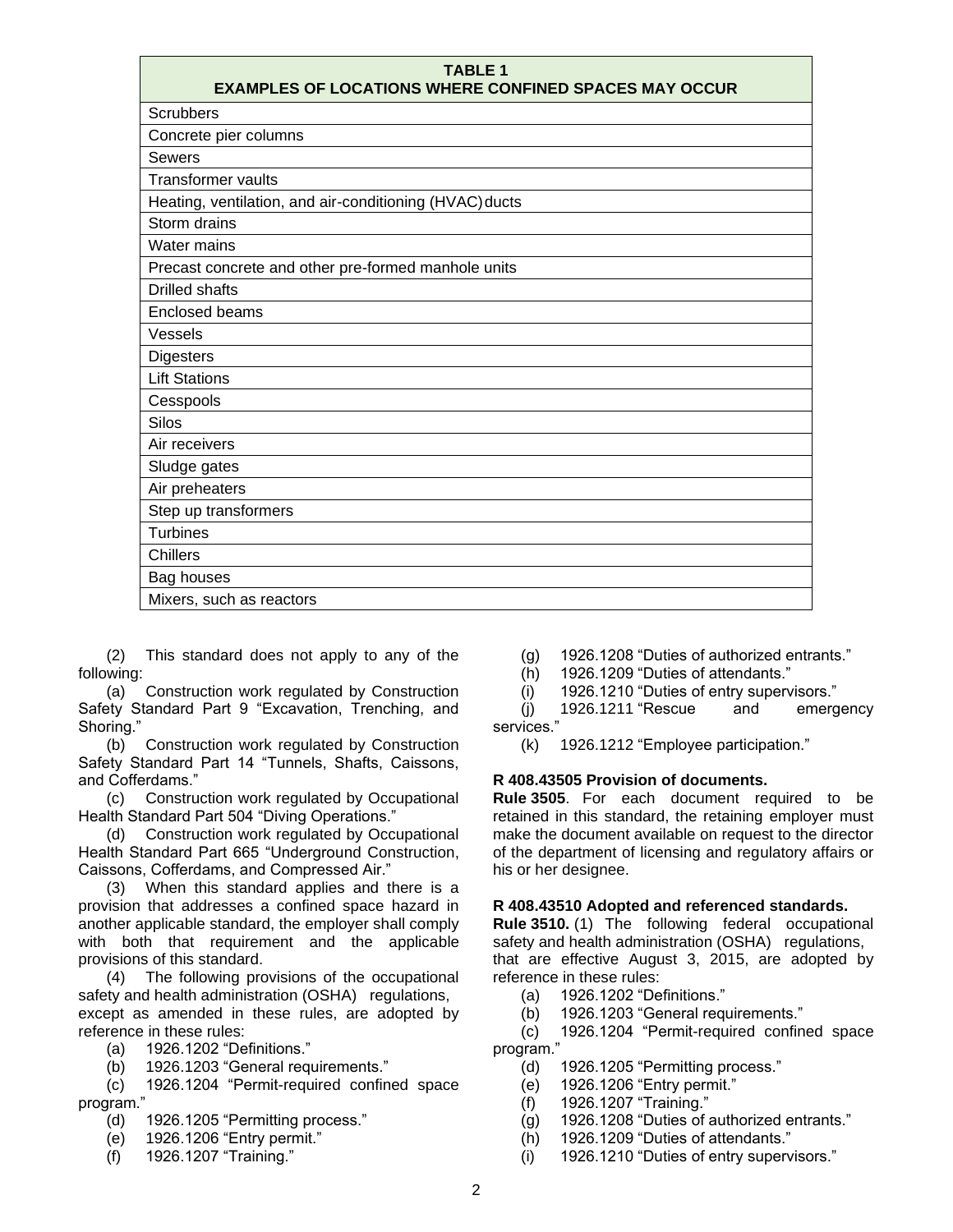| TABLE 1<br>EXAMPLES OF LOCATIONS WHERE CONFINED SPACES MAY OCCUR |
|---|
| Scrubbers |
| Concrete pier columns |
| Sewers |
| Transformer vaults |
| Heating, ventilation, and air-conditioning (HVAC) ducts |
| Storm drains |
| Water mains |
| Precast concrete and other pre-formed manhole units |
| Drilled shafts |
| Enclosed beams |
| Vessels |
| Digesters |
| Lift Stations |
| Cesspools |
| Silos |
| Air receivers |
| Sludge gates |
| Air preheaters |
| Step up transformers |
| Turbines |
| Chillers |
| Bag houses |
| Mixers, such as reactors |

(2) This standard does not apply to any of the following:

(a) Construction work regulated by Construction Safety Standard Part 9 "Excavation, Trenching, and Shoring."

(b) Construction work regulated by Construction Safety Standard Part 14 "Tunnels, Shafts, Caissons, and Cofferdams."

(c) Construction work regulated by Occupational Health Standard Part 504 "Diving Operations."

(d) Construction work regulated by Occupational Health Standard Part 665 "Underground Construction, Caissons, Cofferdams, and Compressed Air."

(3) When this standard applies and there is a provision that addresses a confined space hazard in another applicable standard, the employer shall comply with both that requirement and the applicable provisions of this standard.

(4) The following provisions of the occupational safety and health administration (OSHA) regulations, except as amended in these rules, are adopted by reference in these rules:

(a) 1926.1202 "Definitions."
(b) 1926.1203 "General requirements."
(c) 1926.1204 "Permit-required confined space program."
(d) 1926.1205 "Permitting process."
(e) 1926.1206 "Entry permit."
(f) 1926.1207 "Training."
(g) 1926.1208 "Duties of authorized entrants."
(h) 1926.1209 "Duties of attendants."
(i) 1926.1210 "Duties of entry supervisors."
(j) 1926.1211 "Rescue and emergency services."
(k) 1926.1212 "Employee participation."

**R 408.43505 Provision of documents.**

**Rule 3505**. For each document required to be retained in this standard, the retaining employer must make the document available on request to the director of the department of licensing and regulatory affairs or his or her designee.

**R 408.43510 Adopted and referenced standards.**

**Rule 3510.** (1) The following federal occupational safety and health administration (OSHA) regulations, that are effective August 3, 2015, are adopted by reference in these rules:

(a) 1926.1202 "Definitions."
(b) 1926.1203 "General requirements."
(c) 1926.1204 "Permit-required confined space program."
(d) 1926.1205 "Permitting process."
(e) 1926.1206 "Entry permit."
(f) 1926.1207 "Training."
(g) 1926.1208 "Duties of authorized entrants."
(h) 1926.1209 "Duties of attendants."
(i) 1926.1210 "Duties of entry supervisors."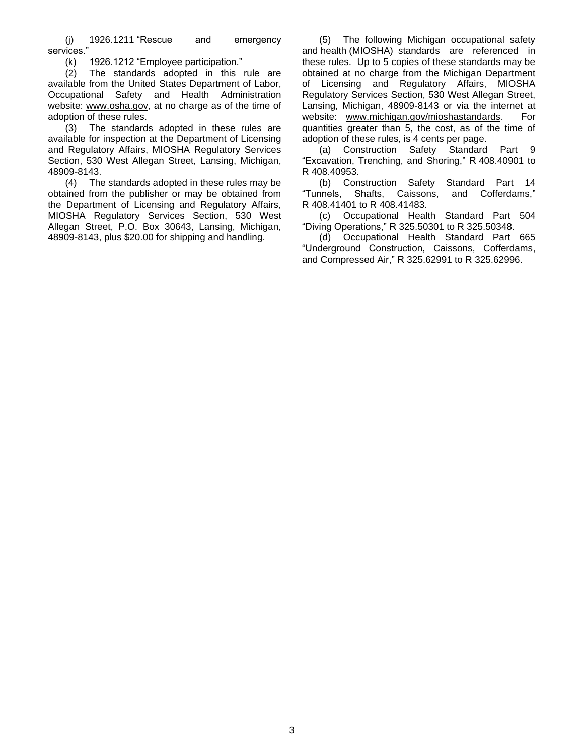(j) 1926.1211 "Rescue and emergency services."

(k) 1926.1212 "Employee participation."

(2) The standards adopted in this rule are available from the United States Department of Labor, Occupational Safety and Health Administration website: www.osha.gov, at no charge as of the time of adoption of these rules.

(3) The standards adopted in these rules are available for inspection at the Department of Licensing and Regulatory Affairs, MIOSHA Regulatory Services Section, 530 West Allegan Street, Lansing, Michigan, 48909-8143.

(4) The standards adopted in these rules may be obtained from the publisher or may be obtained from the Department of Licensing and Regulatory Affairs, MIOSHA Regulatory Services Section, 530 West Allegan Street, P.O. Box 30643, Lansing, Michigan, 48909-8143, plus $20.00 for shipping and handling.

(5) The following Michigan occupational safety and health (MIOSHA) standards are referenced in these rules. Up to 5 copies of these standards may be obtained at no charge from the Michigan Department of Licensing and Regulatory Affairs, MIOSHA Regulatory Services Section, 530 West Allegan Street, Lansing, Michigan, 48909-8143 or via the internet at website: www.michigan.gov/mioshastandards. For quantities greater than 5, the cost, as of the time of adoption of these rules, is 4 cents per page.

(a) Construction Safety Standard Part 9 "Excavation, Trenching, and Shoring," R 408.40901 to R 408.40953.

(b) Construction Safety Standard Part 14 "Tunnels, Shafts, Caissons, and Cofferdams," R 408.41401 to R 408.41483.

(c) Occupational Health Standard Part 504 "Diving Operations," R 325.50301 to R 325.50348.

(d) Occupational Health Standard Part 665 "Underground Construction, Caissons, Cofferdams, and Compressed Air," R 325.62991 to R 325.62996.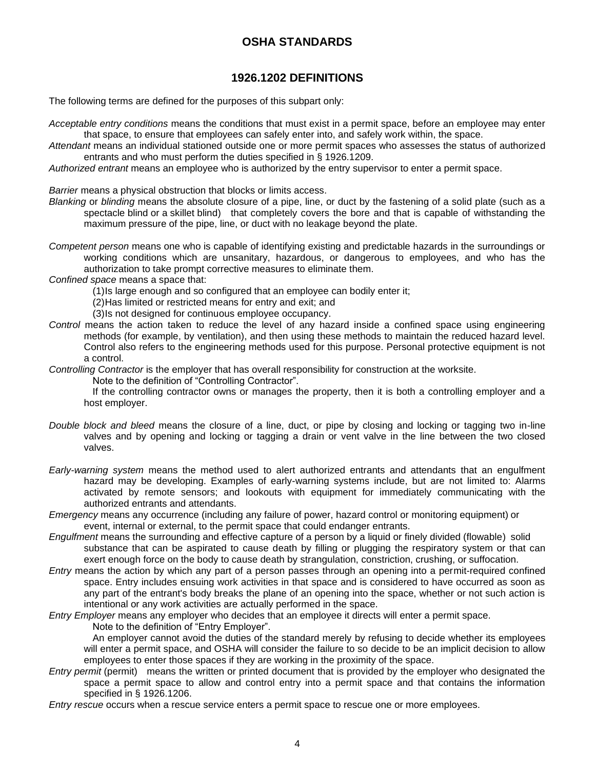## OSHA STANDARDS

### 1926.1202 DEFINITIONS

The following terms are defined for the purposes of this subpart only:

*Acceptable entry conditions* means the conditions that must exist in a permit space, before an employee may enter that space, to ensure that employees can safely enter into, and safely work within, the space.

*Attendant* means an individual stationed outside one or more permit spaces who assesses the status of authorized entrants and who must perform the duties specified in § 1926.1209.

*Authorized entrant* means an employee who is authorized by the entry supervisor to enter a permit space.

*Barrier* means a physical obstruction that blocks or limits access.

*Blanking* or *blinding* means the absolute closure of a pipe, line, or duct by the fastening of a solid plate (such as a spectacle blind or a skillet blind) that completely covers the bore and that is capable of withstanding the maximum pressure of the pipe, line, or duct with no leakage beyond the plate.

*Competent person* means one who is capable of identifying existing and predictable hazards in the surroundings or working conditions which are unsanitary, hazardous, or dangerous to employees, and who has the authorization to take prompt corrective measures to eliminate them.

*Confined space* means a space that:

(1) Is large enough and so configured that an employee can bodily enter it;

(2) Has limited or restricted means for entry and exit; and

(3) Is not designed for continuous employee occupancy.

*Control* means the action taken to reduce the level of any hazard inside a confined space using engineering methods (for example, by ventilation), and then using these methods to maintain the reduced hazard level. Control also refers to the engineering methods used for this purpose. Personal protective equipment is not a control.

*Controlling Contractor* is the employer that has overall responsibility for construction at the worksite.

Note to the definition of "Controlling Contractor".

If the controlling contractor owns or manages the property, then it is both a controlling employer and a host employer.

*Double block and bleed* means the closure of a line, duct, or pipe by closing and locking or tagging two in-line valves and by opening and locking or tagging a drain or vent valve in the line between the two closed valves.

*Early-warning system* means the method used to alert authorized entrants and attendants that an engulfment hazard may be developing. Examples of early-warning systems include, but are not limited to: Alarms activated by remote sensors; and lookouts with equipment for immediately communicating with the authorized entrants and attendants.

*Emergency* means any occurrence (including any failure of power, hazard control or monitoring equipment) or event, internal or external, to the permit space that could endanger entrants.

*Engulfment* means the surrounding and effective capture of a person by a liquid or finely divided (flowable) solid substance that can be aspirated to cause death by filling or plugging the respiratory system or that can exert enough force on the body to cause death by strangulation, constriction, crushing, or suffocation.

*Entry* means the action by which any part of a person passes through an opening into a permit-required confined space. Entry includes ensuing work activities in that space and is considered to have occurred as soon as any part of the entrant's body breaks the plane of an opening into the space, whether or not such action is intentional or any work activities are actually performed in the space.

*Entry Employer* means any employer who decides that an employee it directs will enter a permit space.

Note to the definition of "Entry Employer".

An employer cannot avoid the duties of the standard merely by refusing to decide whether its employees will enter a permit space, and OSHA will consider the failure to so decide to be an implicit decision to allow employees to enter those spaces if they are working in the proximity of the space.

*Entry permit* (permit) means the written or printed document that is provided by the employer who designated the space a permit space to allow and control entry into a permit space and that contains the information specified in § 1926.1206.

*Entry rescue* occurs when a rescue service enters a permit space to rescue one or more employees.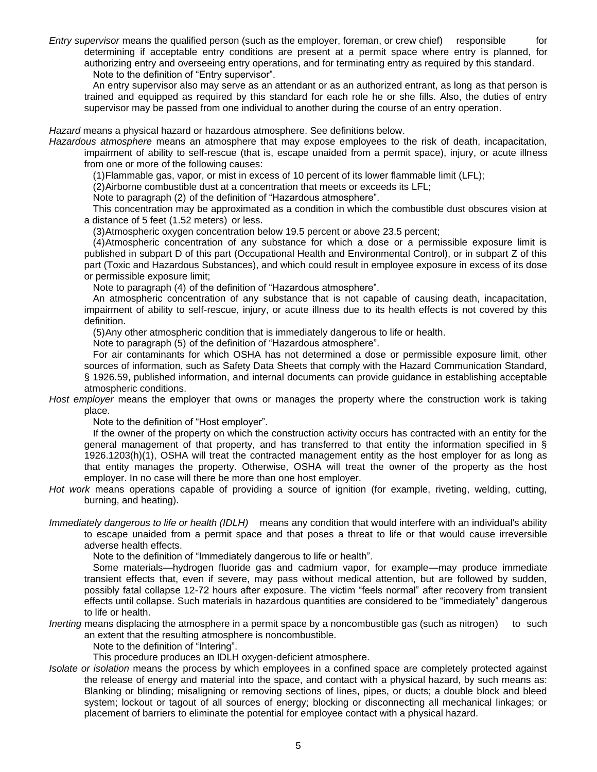*Entry supervisor* means the qualified person (such as the employer, foreman, or crew chief) responsible for determining if acceptable entry conditions are present at a permit space where entry is planned, for authorizing entry and overseeing entry operations, and for terminating entry as required by this standard.

Note to the definition of “Entry supervisor”.

An entry supervisor also may serve as an attendant or as an authorized entrant, as long as that person is trained and equipped as required by this standard for each role he or she fills. Also, the duties of entry supervisor may be passed from one individual to another during the course of an entry operation.

*Hazard* means a physical hazard or hazardous atmosphere. See definitions below.

*Hazardous atmosphere* means an atmosphere that may expose employees to the risk of death, incapacitation, impairment of ability to self-rescue (that is, escape unaided from a permit space), injury, or acute illness from one or more of the following causes:

(1) Flammable gas, vapor, or mist in excess of 10 percent of its lower flammable limit (LFL);

(2) Airborne combustible dust at a concentration that meets or exceeds its LFL;

Note to paragraph (2) of the definition of “Hazardous atmosphere”.

This concentration may be approximated as a condition in which the combustible dust obscures vision at a distance of 5 feet (1.52 meters) or less.

(3) Atmospheric oxygen concentration below 19.5 percent or above 23.5 percent;

(4) Atmospheric concentration of any substance for which a dose or a permissible exposure limit is published in subpart D of this part (Occupational Health and Environmental Control), or in subpart Z of this part (Toxic and Hazardous Substances), and which could result in employee exposure in excess of its dose or permissible exposure limit;

Note to paragraph (4) of the definition of “Hazardous atmosphere”.

An atmospheric concentration of any substance that is not capable of causing death, incapacitation, impairment of ability to self-rescue, injury, or acute illness due to its health effects is not covered by this definition.

(5) Any other atmospheric condition that is immediately dangerous to life or health.

Note to paragraph (5) of the definition of “Hazardous atmosphere”.

For air contaminants for which OSHA has not determined a dose or permissible exposure limit, other sources of information, such as Safety Data Sheets that comply with the Hazard Communication Standard, § 1926.59, published information, and internal documents can provide guidance in establishing acceptable atmospheric conditions.

*Host employer* means the employer that owns or manages the property where the construction work is taking place.

Note to the definition of “Host employer”.

If the owner of the property on which the construction activity occurs has contracted with an entity for the general management of that property, and has transferred to that entity the information specified in § 1926.1203(h)(1), OSHA will treat the contracted management entity as the host employer for as long as that entity manages the property. Otherwise, OSHA will treat the owner of the property as the host employer. In no case will there be more than one host employer.

*Hot work* means operations capable of providing a source of ignition (for example, riveting, welding, cutting, burning, and heating).

*Immediately dangerous to life or health (IDLH)* means any condition that would interfere with an individual's ability to escape unaided from a permit space and that poses a threat to life or that would cause irreversible adverse health effects.

Note to the definition of “Immediately dangerous to life or health”.

Some materials—hydrogen fluoride gas and cadmium vapor, for example—may produce immediate transient effects that, even if severe, may pass without medical attention, but are followed by sudden, possibly fatal collapse 12-72 hours after exposure. The victim “feels normal” after recovery from transient effects until collapse. Such materials in hazardous quantities are considered to be “immediately” dangerous to life or health.

*Inerting* means displacing the atmosphere in a permit space by a noncombustible gas (such as nitrogen) to such an extent that the resulting atmosphere is noncombustible.

Note to the definition of “Intering”.

This procedure produces an IDLH oxygen-deficient atmosphere.

*Isolate or isolation* means the process by which employees in a confined space are completely protected against the release of energy and material into the space, and contact with a physical hazard, by such means as: Blanking or blinding; misaligning or removing sections of lines, pipes, or ducts; a double block and bleed system; lockout or tagout of all sources of energy; blocking or disconnecting all mechanical linkages; or placement of barriers to eliminate the potential for employee contact with a physical hazard.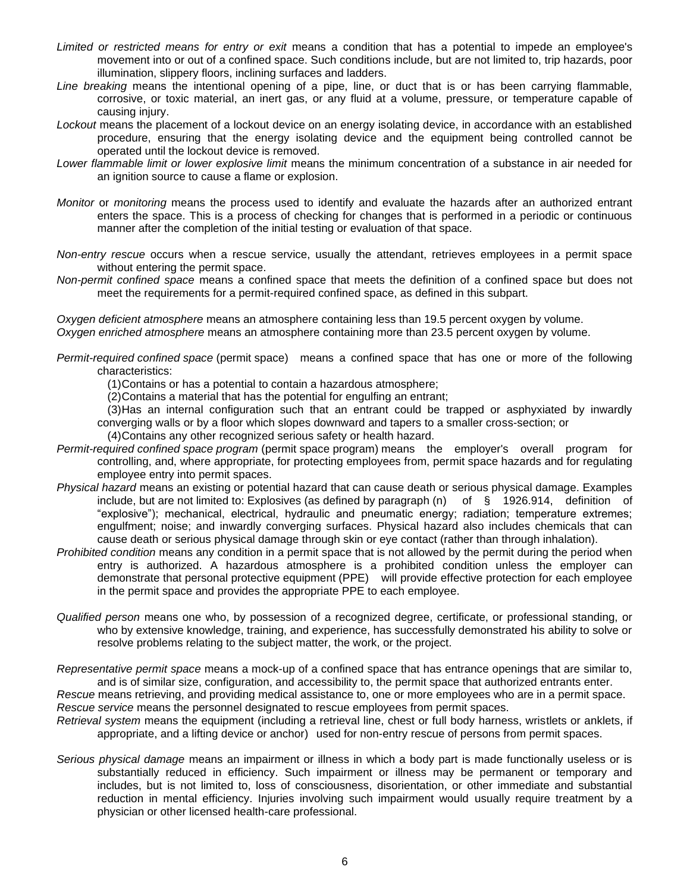*Limited or restricted means for entry or exit* means a condition that has a potential to impede an employee's movement into or out of a confined space. Such conditions include, but are not limited to, trip hazards, poor illumination, slippery floors, inclining surfaces and ladders.

*Line breaking* means the intentional opening of a pipe, line, or duct that is or has been carrying flammable, corrosive, or toxic material, an inert gas, or any fluid at a volume, pressure, or temperature capable of causing injury.

*Lockout* means the placement of a lockout device on an energy isolating device, in accordance with an established procedure, ensuring that the energy isolating device and the equipment being controlled cannot be operated until the lockout device is removed.

*Lower flammable limit or lower explosive limit* means the minimum concentration of a substance in air needed for an ignition source to cause a flame or explosion.

*Monitor* or *monitoring* means the process used to identify and evaluate the hazards after an authorized entrant enters the space. This is a process of checking for changes that is performed in a periodic or continuous manner after the completion of the initial testing or evaluation of that space.

*Non-entry rescue* occurs when a rescue service, usually the attendant, retrieves employees in a permit space without entering the permit space.

*Non-permit confined space* means a confined space that meets the definition of a confined space but does not meet the requirements for a permit-required confined space, as defined in this subpart.

*Oxygen deficient atmosphere* means an atmosphere containing less than 19.5 percent oxygen by volume.

*Oxygen enriched atmosphere* means an atmosphere containing more than 23.5 percent oxygen by volume.

*Permit-required confined space* (permit space) means a confined space that has one or more of the following characteristics:

(1) Contains or has a potential to contain a hazardous atmosphere;

(2) Contains a material that has the potential for engulfing an entrant;

(3) Has an internal configuration such that an entrant could be trapped or asphyxiated by inwardly converging walls or by a floor which slopes downward and tapers to a smaller cross-section; or

(4) Contains any other recognized serious safety or health hazard.

*Permit-required confined space program* (permit space program) means the employer's overall program for controlling, and, where appropriate, for protecting employees from, permit space hazards and for regulating employee entry into permit spaces.

*Physical hazard* means an existing or potential hazard that can cause death or serious physical damage. Examples include, but are not limited to: Explosives (as defined by paragraph (n) of § 1926.914, definition of "explosive"); mechanical, electrical, hydraulic and pneumatic energy; radiation; temperature extremes; engulfment; noise; and inwardly converging surfaces. Physical hazard also includes chemicals that can cause death or serious physical damage through skin or eye contact (rather than through inhalation).

*Prohibited condition* means any condition in a permit space that is not allowed by the permit during the period when entry is authorized. A hazardous atmosphere is a prohibited condition unless the employer can demonstrate that personal protective equipment (PPE) will provide effective protection for each employee in the permit space and provides the appropriate PPE to each employee.

*Qualified person* means one who, by possession of a recognized degree, certificate, or professional standing, or who by extensive knowledge, training, and experience, has successfully demonstrated his ability to solve or resolve problems relating to the subject matter, the work, or the project.

*Representative permit space* means a mock-up of a confined space that has entrance openings that are similar to, and is of similar size, configuration, and accessibility to, the permit space that authorized entrants enter.

*Rescue* means retrieving, and providing medical assistance to, one or more employees who are in a permit space.

*Rescue service* means the personnel designated to rescue employees from permit spaces.

*Retrieval system* means the equipment (including a retrieval line, chest or full body harness, wristlets or anklets, if appropriate, and a lifting device or anchor) used for non-entry rescue of persons from permit spaces.

*Serious physical damage* means an impairment or illness in which a body part is made functionally useless or is substantially reduced in efficiency. Such impairment or illness may be permanent or temporary and includes, but is not limited to, loss of consciousness, disorientation, or other immediate and substantial reduction in mental efficiency. Injuries involving such impairment would usually require treatment by a physician or other licensed health-care professional.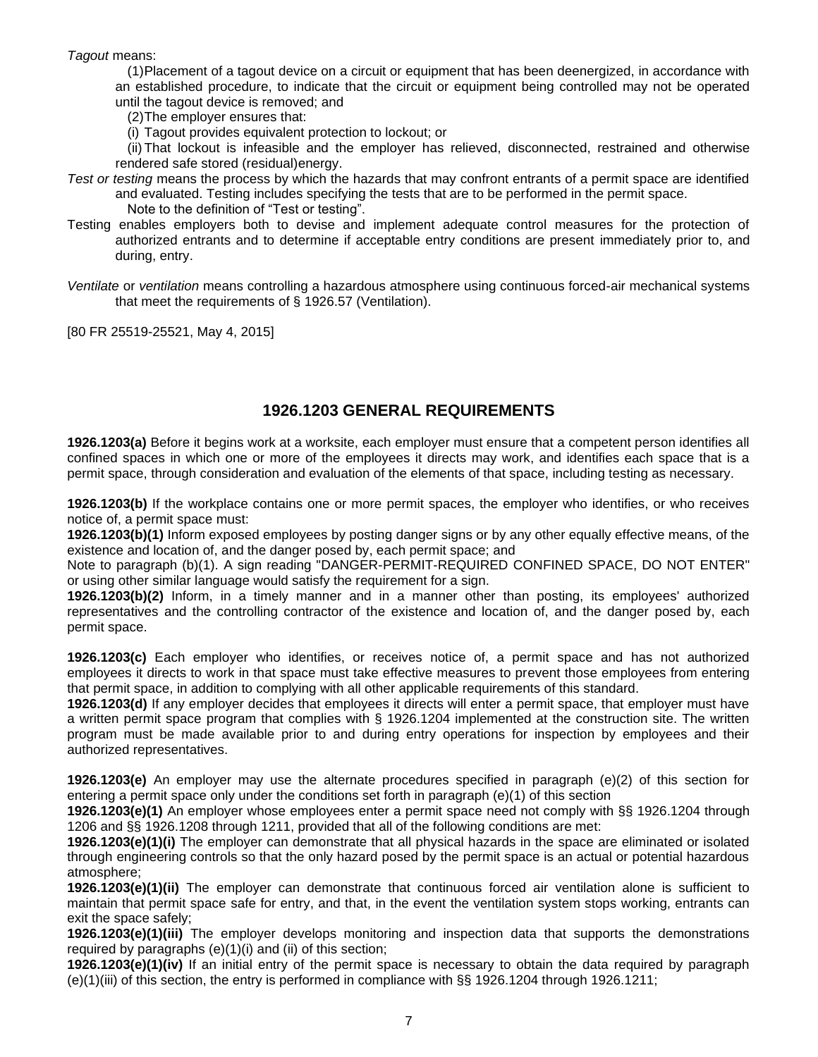*Tagout* means:

(1) Placement of a tagout device on a circuit or equipment that has been deenergized, in accordance with an established procedure, to indicate that the circuit or equipment being controlled may not be operated until the tagout device is removed; and

(2) The employer ensures that:

(i) Tagout provides equivalent protection to lockout; or

(ii) That lockout is infeasible and the employer has relieved, disconnected, restrained and otherwise rendered safe stored (residual)energy.

*Test or testing* means the process by which the hazards that may confront entrants of a permit space are identified and evaluated. Testing includes specifying the tests that are to be performed in the permit space.

Note to the definition of "Test or testing".

Testing enables employers both to devise and implement adequate control measures for the protection of authorized entrants and to determine if acceptable entry conditions are present immediately prior to, and during, entry.

*Ventilate* or *ventilation* means controlling a hazardous atmosphere using continuous forced-air mechanical systems that meet the requirements of § 1926.57 (Ventilation).

[80 FR 25519-25521, May 4, 2015]

## 1926.1203 GENERAL REQUIREMENTS

**1926.1203(a)** Before it begins work at a worksite, each employer must ensure that a competent person identifies all confined spaces in which one or more of the employees it directs may work, and identifies each space that is a permit space, through consideration and evaluation of the elements of that space, including testing as necessary.

**1926.1203(b)** If the workplace contains one or more permit spaces, the employer who identifies, or who receives notice of, a permit space must:

**1926.1203(b)(1)** Inform exposed employees by posting danger signs or by any other equally effective means, of the existence and location of, and the danger posed by, each permit space; and

Note to paragraph (b)(1). A sign reading "DANGER-PERMIT-REQUIRED CONFINED SPACE, DO NOT ENTER" or using other similar language would satisfy the requirement for a sign.

**1926.1203(b)(2)** Inform, in a timely manner and in a manner other than posting, its employees' authorized representatives and the controlling contractor of the existence and location of, and the danger posed by, each permit space.

**1926.1203(c)** Each employer who identifies, or receives notice of, a permit space and has not authorized employees it directs to work in that space must take effective measures to prevent those employees from entering that permit space, in addition to complying with all other applicable requirements of this standard.

**1926.1203(d)** If any employer decides that employees it directs will enter a permit space, that employer must have a written permit space program that complies with § 1926.1204 implemented at the construction site. The written program must be made available prior to and during entry operations for inspection by employees and their authorized representatives.

**1926.1203(e)** An employer may use the alternate procedures specified in paragraph (e)(2) of this section for entering a permit space only under the conditions set forth in paragraph (e)(1) of this section

**1926.1203(e)(1)** An employer whose employees enter a permit space need not comply with §§ 1926.1204 through 1206 and §§ 1926.1208 through 1211, provided that all of the following conditions are met:

**1926.1203(e)(1)(i)** The employer can demonstrate that all physical hazards in the space are eliminated or isolated through engineering controls so that the only hazard posed by the permit space is an actual or potential hazardous atmosphere;

**1926.1203(e)(1)(ii)** The employer can demonstrate that continuous forced air ventilation alone is sufficient to maintain that permit space safe for entry, and that, in the event the ventilation system stops working, entrants can exit the space safely;

**1926.1203(e)(1)(iii)** The employer develops monitoring and inspection data that supports the demonstrations required by paragraphs (e)(1)(i) and (ii) of this section;

**1926.1203(e)(1)(iv)** If an initial entry of the permit space is necessary to obtain the data required by paragraph (e)(1)(iii) of this section, the entry is performed in compliance with §§ 1926.1204 through 1926.1211;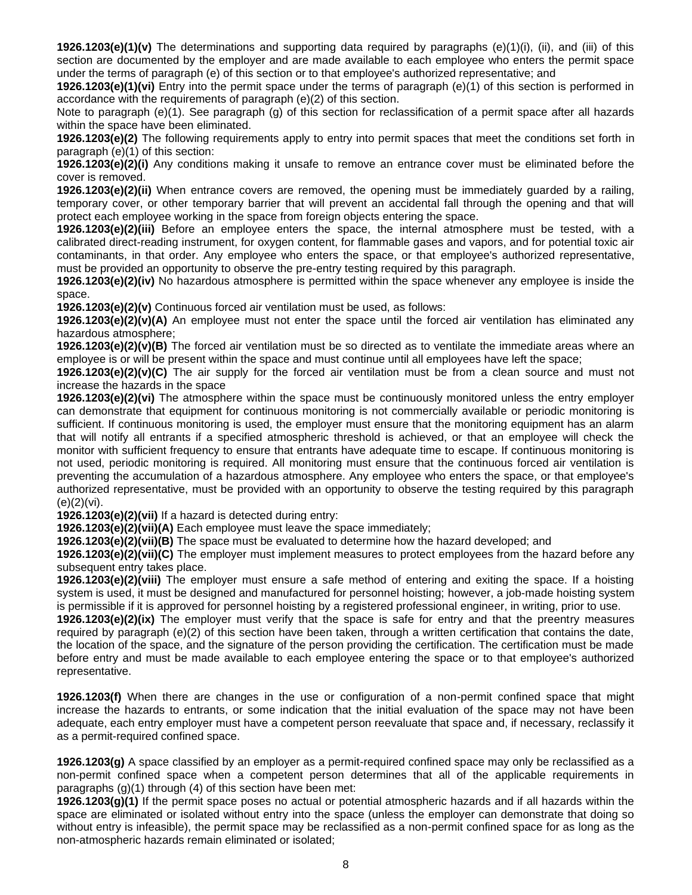**1926.1203(e)(1)(v)** The determinations and supporting data required by paragraphs (e)(1)(i), (ii), and (iii) of this section are documented by the employer and are made available to each employee who enters the permit space under the terms of paragraph (e) of this section or to that employee's authorized representative; and

**1926.1203(e)(1)(vi)** Entry into the permit space under the terms of paragraph (e)(1) of this section is performed in accordance with the requirements of paragraph (e)(2) of this section.

Note to paragraph (e)(1). See paragraph (g) of this section for reclassification of a permit space after all hazards within the space have been eliminated.

**1926.1203(e)(2)** The following requirements apply to entry into permit spaces that meet the conditions set forth in paragraph (e)(1) of this section:

**1926.1203(e)(2)(i)** Any conditions making it unsafe to remove an entrance cover must be eliminated before the cover is removed.

**1926.1203(e)(2)(ii)** When entrance covers are removed, the opening must be immediately guarded by a railing, temporary cover, or other temporary barrier that will prevent an accidental fall through the opening and that will protect each employee working in the space from foreign objects entering the space.

**1926.1203(e)(2)(iii)** Before an employee enters the space, the internal atmosphere must be tested, with a calibrated direct-reading instrument, for oxygen content, for flammable gases and vapors, and for potential toxic air contaminants, in that order. Any employee who enters the space, or that employee's authorized representative, must be provided an opportunity to observe the pre-entry testing required by this paragraph.

**1926.1203(e)(2)(iv)** No hazardous atmosphere is permitted within the space whenever any employee is inside the space.

**1926.1203(e)(2)(v)** Continuous forced air ventilation must be used, as follows:

**1926.1203(e)(2)(v)(A)** An employee must not enter the space until the forced air ventilation has eliminated any hazardous atmosphere;

**1926.1203(e)(2)(v)(B)** The forced air ventilation must be so directed as to ventilate the immediate areas where an employee is or will be present within the space and must continue until all employees have left the space;

**1926.1203(e)(2)(v)(C)** The air supply for the forced air ventilation must be from a clean source and must not increase the hazards in the space

**1926.1203(e)(2)(vi)** The atmosphere within the space must be continuously monitored unless the entry employer can demonstrate that equipment for continuous monitoring is not commercially available or periodic monitoring is sufficient. If continuous monitoring is used, the employer must ensure that the monitoring equipment has an alarm that will notify all entrants if a specified atmospheric threshold is achieved, or that an employee will check the monitor with sufficient frequency to ensure that entrants have adequate time to escape. If continuous monitoring is not used, periodic monitoring is required. All monitoring must ensure that the continuous forced air ventilation is preventing the accumulation of a hazardous atmosphere. Any employee who enters the space, or that employee's authorized representative, must be provided with an opportunity to observe the testing required by this paragraph (e)(2)(vi).

**1926.1203(e)(2)(vii)** If a hazard is detected during entry:

**1926.1203(e)(2)(vii)(A)** Each employee must leave the space immediately;

**1926.1203(e)(2)(vii)(B)** The space must be evaluated to determine how the hazard developed; and

**1926.1203(e)(2)(vii)(C)** The employer must implement measures to protect employees from the hazard before any subsequent entry takes place.

**1926.1203(e)(2)(viii)** The employer must ensure a safe method of entering and exiting the space. If a hoisting system is used, it must be designed and manufactured for personnel hoisting; however, a job-made hoisting system is permissible if it is approved for personnel hoisting by a registered professional engineer, in writing, prior to use.

**1926.1203(e)(2)(ix)** The employer must verify that the space is safe for entry and that the preentry measures required by paragraph (e)(2) of this section have been taken, through a written certification that contains the date, the location of the space, and the signature of the person providing the certification. The certification must be made before entry and must be made available to each employee entering the space or to that employee's authorized representative.

**1926.1203(f)** When there are changes in the use or configuration of a non-permit confined space that might increase the hazards to entrants, or some indication that the initial evaluation of the space may not have been adequate, each entry employer must have a competent person reevaluate that space and, if necessary, reclassify it as a permit-required confined space.

**1926.1203(g)** A space classified by an employer as a permit-required confined space may only be reclassified as a non-permit confined space when a competent person determines that all of the applicable requirements in paragraphs (g)(1) through (4) of this section have been met:

**1926.1203(g)(1)** If the permit space poses no actual or potential atmospheric hazards and if all hazards within the space are eliminated or isolated without entry into the space (unless the employer can demonstrate that doing so without entry is infeasible), the permit space may be reclassified as a non-permit confined space for as long as the non-atmospheric hazards remain eliminated or isolated;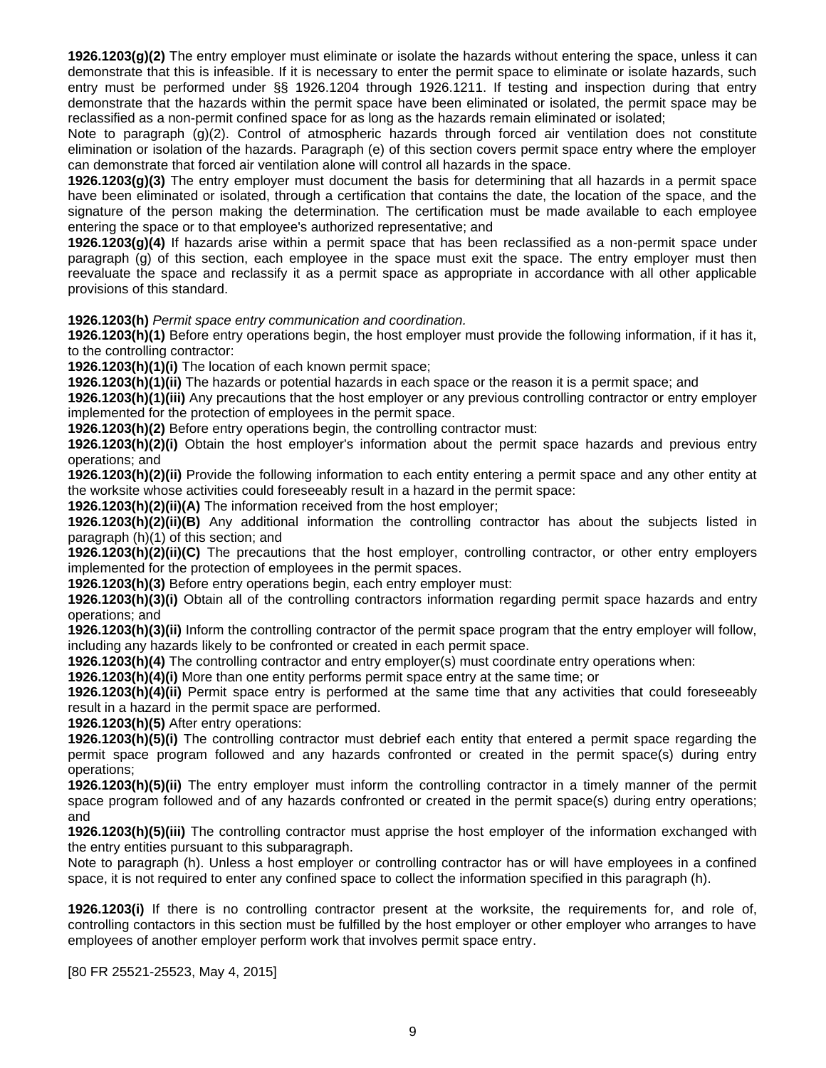**1926.1203(g)(2)** The entry employer must eliminate or isolate the hazards without entering the space, unless it can demonstrate that this is infeasible. If it is necessary to enter the permit space to eliminate or isolate hazards, such entry must be performed under §§ 1926.1204 through 1926.1211. If testing and inspection during that entry demonstrate that the hazards within the permit space have been eliminated or isolated, the permit space may be reclassified as a non-permit confined space for as long as the hazards remain eliminated or isolated;

Note to paragraph (g)(2). Control of atmospheric hazards through forced air ventilation does not constitute elimination or isolation of the hazards. Paragraph (e) of this section covers permit space entry where the employer can demonstrate that forced air ventilation alone will control all hazards in the space.

**1926.1203(g)(3)** The entry employer must document the basis for determining that all hazards in a permit space have been eliminated or isolated, through a certification that contains the date, the location of the space, and the signature of the person making the determination. The certification must be made available to each employee entering the space or to that employee's authorized representative; and

**1926.1203(g)(4)** If hazards arise within a permit space that has been reclassified as a non-permit space under paragraph (g) of this section, each employee in the space must exit the space. The entry employer must then reevaluate the space and reclassify it as a permit space as appropriate in accordance with all other applicable provisions of this standard.

**1926.1203(h)** *Permit space entry communication and coordination.*

**1926.1203(h)(1)** Before entry operations begin, the host employer must provide the following information, if it has it, to the controlling contractor:

**1926.1203(h)(1)(i)** The location of each known permit space;

**1926.1203(h)(1)(ii)** The hazards or potential hazards in each space or the reason it is a permit space; and

**1926.1203(h)(1)(iii)** Any precautions that the host employer or any previous controlling contractor or entry employer implemented for the protection of employees in the permit space.

**1926.1203(h)(2)** Before entry operations begin, the controlling contractor must:

**1926.1203(h)(2)(i)** Obtain the host employer's information about the permit space hazards and previous entry operations; and

**1926.1203(h)(2)(ii)** Provide the following information to each entity entering a permit space and any other entity at the worksite whose activities could foreseeably result in a hazard in the permit space:

**1926.1203(h)(2)(ii)(A)** The information received from the host employer;

**1926.1203(h)(2)(ii)(B)** Any additional information the controlling contractor has about the subjects listed in paragraph (h)(1) of this section; and

**1926.1203(h)(2)(ii)(C)** The precautions that the host employer, controlling contractor, or other entry employers implemented for the protection of employees in the permit spaces.

**1926.1203(h)(3)** Before entry operations begin, each entry employer must:

**1926.1203(h)(3)(i)** Obtain all of the controlling contractors information regarding permit space hazards and entry operations; and

**1926.1203(h)(3)(ii)** Inform the controlling contractor of the permit space program that the entry employer will follow, including any hazards likely to be confronted or created in each permit space.

**1926.1203(h)(4)** The controlling contractor and entry employer(s) must coordinate entry operations when:

**1926.1203(h)(4)(i)** More than one entity performs permit space entry at the same time; or

**1926.1203(h)(4)(ii)** Permit space entry is performed at the same time that any activities that could foreseeably result in a hazard in the permit space are performed.

**1926.1203(h)(5)** After entry operations:

**1926.1203(h)(5)(i)** The controlling contractor must debrief each entity that entered a permit space regarding the permit space program followed and any hazards confronted or created in the permit space(s) during entry operations;

**1926.1203(h)(5)(ii)** The entry employer must inform the controlling contractor in a timely manner of the permit space program followed and of any hazards confronted or created in the permit space(s) during entry operations; and

**1926.1203(h)(5)(iii)** The controlling contractor must apprise the host employer of the information exchanged with the entry entities pursuant to this subparagraph.

Note to paragraph (h). Unless a host employer or controlling contractor has or will have employees in a confined space, it is not required to enter any confined space to collect the information specified in this paragraph (h).

**1926.1203(i)** If there is no controlling contractor present at the worksite, the requirements for, and role of, controlling contactors in this section must be fulfilled by the host employer or other employer who arranges to have employees of another employer perform work that involves permit space entry.

[80 FR 25521-25523, May 4, 2015]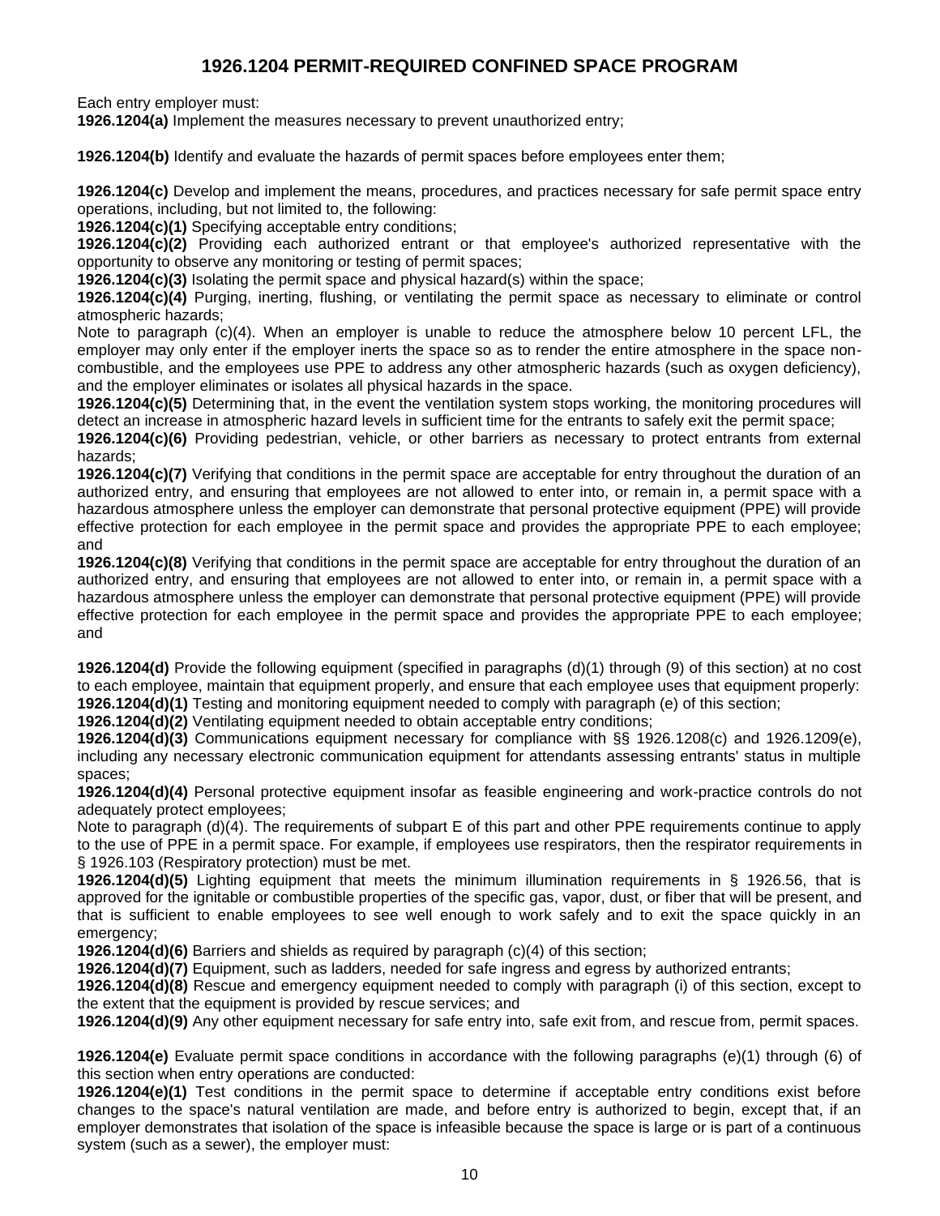# 1926.1204 PERMIT-REQUIRED CONFINED SPACE PROGRAM

Each entry employer must:

**1926.1204(a)** Implement the measures necessary to prevent unauthorized entry;

**1926.1204(b)** Identify and evaluate the hazards of permit spaces before employees enter them;

**1926.1204(c)** Develop and implement the means, procedures, and practices necessary for safe permit space entry operations, including, but not limited to, the following:

**1926.1204(c)(1)** Specifying acceptable entry conditions;

**1926.1204(c)(2)** Providing each authorized entrant or that employee's authorized representative with the opportunity to observe any monitoring or testing of permit spaces;

**1926.1204(c)(3)** Isolating the permit space and physical hazard(s) within the space;

**1926.1204(c)(4)** Purging, inerting, flushing, or ventilating the permit space as necessary to eliminate or control atmospheric hazards;

Note to paragraph (c)(4). When an employer is unable to reduce the atmosphere below 10 percent LFL, the employer may only enter if the employer inerts the space so as to render the entire atmosphere in the space non-combustible, and the employees use PPE to address any other atmospheric hazards (such as oxygen deficiency), and the employer eliminates or isolates all physical hazards in the space.

**1926.1204(c)(5)** Determining that, in the event the ventilation system stops working, the monitoring procedures will detect an increase in atmospheric hazard levels in sufficient time for the entrants to safely exit the permit space;

**1926.1204(c)(6)** Providing pedestrian, vehicle, or other barriers as necessary to protect entrants from external hazards;

**1926.1204(c)(7)** Verifying that conditions in the permit space are acceptable for entry throughout the duration of an authorized entry, and ensuring that employees are not allowed to enter into, or remain in, a permit space with a hazardous atmosphere unless the employer can demonstrate that personal protective equipment (PPE) will provide effective protection for each employee in the permit space and provides the appropriate PPE to each employee; and

**1926.1204(c)(8)** Verifying that conditions in the permit space are acceptable for entry throughout the duration of an authorized entry, and ensuring that employees are not allowed to enter into, or remain in, a permit space with a hazardous atmosphere unless the employer can demonstrate that personal protective equipment (PPE) will provide effective protection for each employee in the permit space and provides the appropriate PPE to each employee; and

**1926.1204(d)** Provide the following equipment (specified in paragraphs (d)(1) through (9) of this section) at no cost to each employee, maintain that equipment properly, and ensure that each employee uses that equipment properly:

**1926.1204(d)(1)** Testing and monitoring equipment needed to comply with paragraph (e) of this section;

**1926.1204(d)(2)** Ventilating equipment needed to obtain acceptable entry conditions;

**1926.1204(d)(3)** Communications equipment necessary for compliance with §§ 1926.1208(c) and 1926.1209(e), including any necessary electronic communication equipment for attendants assessing entrants' status in multiple spaces;

**1926.1204(d)(4)** Personal protective equipment insofar as feasible engineering and work-practice controls do not adequately protect employees;

Note to paragraph (d)(4). The requirements of subpart E of this part and other PPE requirements continue to apply to the use of PPE in a permit space. For example, if employees use respirators, then the respirator requirements in § 1926.103 (Respiratory protection) must be met.

**1926.1204(d)(5)** Lighting equipment that meets the minimum illumination requirements in § 1926.56, that is approved for the ignitable or combustible properties of the specific gas, vapor, dust, or fiber that will be present, and that is sufficient to enable employees to see well enough to work safely and to exit the space quickly in an emergency;

**1926.1204(d)(6)** Barriers and shields as required by paragraph (c)(4) of this section;

**1926.1204(d)(7)** Equipment, such as ladders, needed for safe ingress and egress by authorized entrants;

**1926.1204(d)(8)** Rescue and emergency equipment needed to comply with paragraph (i) of this section, except to the extent that the equipment is provided by rescue services; and

**1926.1204(d)(9)** Any other equipment necessary for safe entry into, safe exit from, and rescue from, permit spaces.

**1926.1204(e)** Evaluate permit space conditions in accordance with the following paragraphs (e)(1) through (6) of this section when entry operations are conducted:

**1926.1204(e)(1)** Test conditions in the permit space to determine if acceptable entry conditions exist before changes to the space's natural ventilation are made, and before entry is authorized to begin, except that, if an employer demonstrates that isolation of the space is infeasible because the space is large or is part of a continuous system (such as a sewer), the employer must: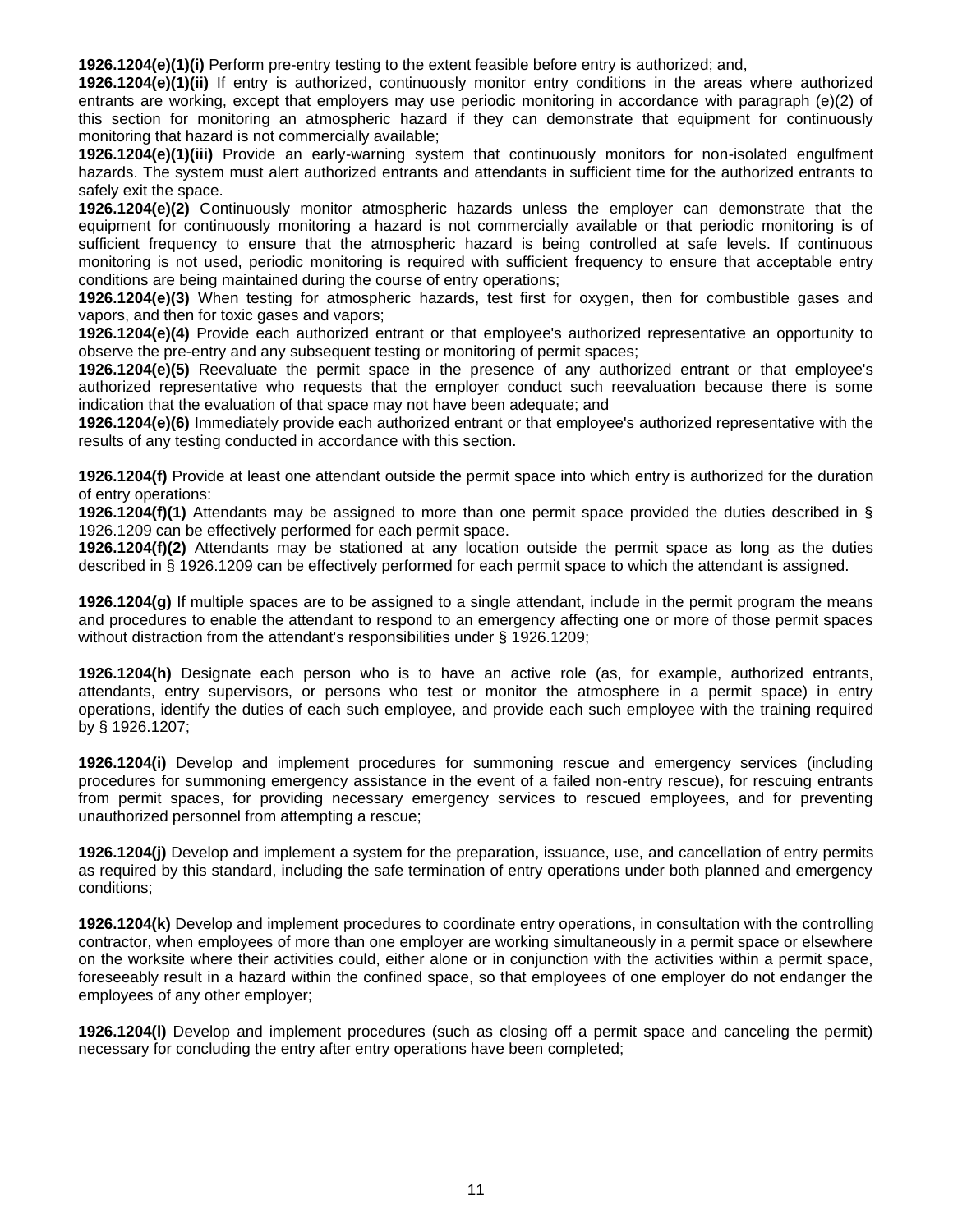**1926.1204(e)(1)(i)** Perform pre-entry testing to the extent feasible before entry is authorized; and,

**1926.1204(e)(1)(ii)** If entry is authorized, continuously monitor entry conditions in the areas where authorized entrants are working, except that employers may use periodic monitoring in accordance with paragraph (e)(2) of this section for monitoring an atmospheric hazard if they can demonstrate that equipment for continuously monitoring that hazard is not commercially available;

**1926.1204(e)(1)(iii)** Provide an early-warning system that continuously monitors for non-isolated engulfment hazards. The system must alert authorized entrants and attendants in sufficient time for the authorized entrants to safely exit the space.

**1926.1204(e)(2)** Continuously monitor atmospheric hazards unless the employer can demonstrate that the equipment for continuously monitoring a hazard is not commercially available or that periodic monitoring is of sufficient frequency to ensure that the atmospheric hazard is being controlled at safe levels. If continuous monitoring is not used, periodic monitoring is required with sufficient frequency to ensure that acceptable entry conditions are being maintained during the course of entry operations;

**1926.1204(e)(3)** When testing for atmospheric hazards, test first for oxygen, then for combustible gases and vapors, and then for toxic gases and vapors;

**1926.1204(e)(4)** Provide each authorized entrant or that employee's authorized representative an opportunity to observe the pre-entry and any subsequent testing or monitoring of permit spaces;

**1926.1204(e)(5)** Reevaluate the permit space in the presence of any authorized entrant or that employee's authorized representative who requests that the employer conduct such reevaluation because there is some indication that the evaluation of that space may not have been adequate; and

**1926.1204(e)(6)** Immediately provide each authorized entrant or that employee's authorized representative with the results of any testing conducted in accordance with this section.

**1926.1204(f)** Provide at least one attendant outside the permit space into which entry is authorized for the duration of entry operations:

**1926.1204(f)(1)** Attendants may be assigned to more than one permit space provided the duties described in § 1926.1209 can be effectively performed for each permit space.

**1926.1204(f)(2)** Attendants may be stationed at any location outside the permit space as long as the duties described in § 1926.1209 can be effectively performed for each permit space to which the attendant is assigned.

**1926.1204(g)** If multiple spaces are to be assigned to a single attendant, include in the permit program the means and procedures to enable the attendant to respond to an emergency affecting one or more of those permit spaces without distraction from the attendant's responsibilities under § 1926.1209;

**1926.1204(h)** Designate each person who is to have an active role (as, for example, authorized entrants, attendants, entry supervisors, or persons who test or monitor the atmosphere in a permit space) in entry operations, identify the duties of each such employee, and provide each such employee with the training required by § 1926.1207;

**1926.1204(i)** Develop and implement procedures for summoning rescue and emergency services (including procedures for summoning emergency assistance in the event of a failed non-entry rescue), for rescuing entrants from permit spaces, for providing necessary emergency services to rescued employees, and for preventing unauthorized personnel from attempting a rescue;

**1926.1204(j)** Develop and implement a system for the preparation, issuance, use, and cancellation of entry permits as required by this standard, including the safe termination of entry operations under both planned and emergency conditions;

**1926.1204(k)** Develop and implement procedures to coordinate entry operations, in consultation with the controlling contractor, when employees of more than one employer are working simultaneously in a permit space or elsewhere on the worksite where their activities could, either alone or in conjunction with the activities within a permit space, foreseeably result in a hazard within the confined space, so that employees of one employer do not endanger the employees of any other employer;

**1926.1204(l)** Develop and implement procedures (such as closing off a permit space and canceling the permit) necessary for concluding the entry after entry operations have been completed;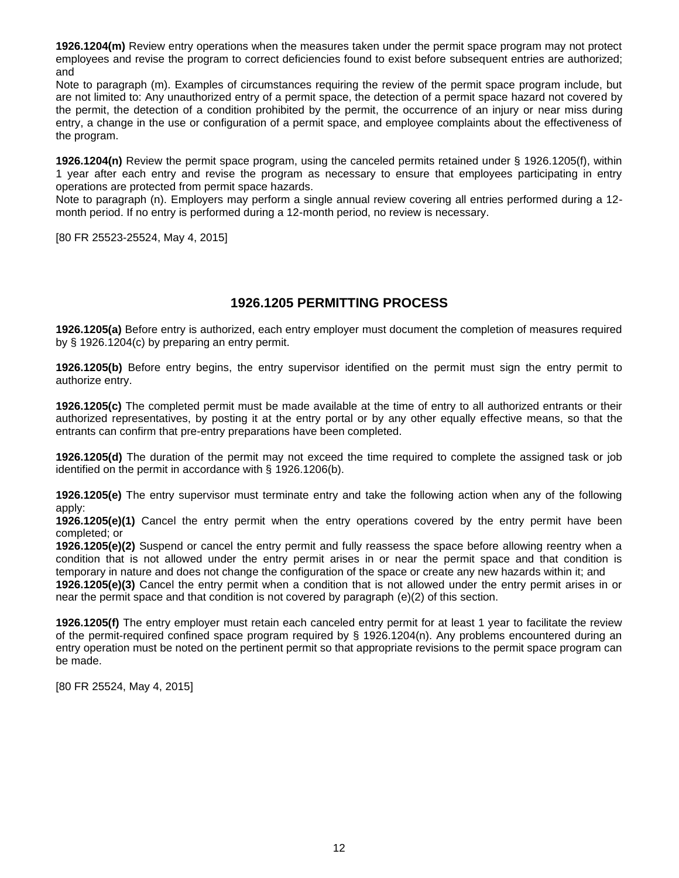**1926.1204(m)** Review entry operations when the measures taken under the permit space program may not protect employees and revise the program to correct deficiencies found to exist before subsequent entries are authorized; and

Note to paragraph (m). Examples of circumstances requiring the review of the permit space program include, but are not limited to: Any unauthorized entry of a permit space, the detection of a permit space hazard not covered by the permit, the detection of a condition prohibited by the permit, the occurrence of an injury or near miss during entry, a change in the use or configuration of a permit space, and employee complaints about the effectiveness of the program.

**1926.1204(n)** Review the permit space program, using the canceled permits retained under § 1926.1205(f), within 1 year after each entry and revise the program as necessary to ensure that employees participating in entry operations are protected from permit space hazards.

Note to paragraph (n). Employers may perform a single annual review covering all entries performed during a 12-month period. If no entry is performed during a 12-month period, no review is necessary.

[80 FR 25523-25524, May 4, 2015]

## 1926.1205 PERMITTING PROCESS

**1926.1205(a)** Before entry is authorized, each entry employer must document the completion of measures required by § 1926.1204(c) by preparing an entry permit.

**1926.1205(b)** Before entry begins, the entry supervisor identified on the permit must sign the entry permit to authorize entry.

**1926.1205(c)** The completed permit must be made available at the time of entry to all authorized entrants or their authorized representatives, by posting it at the entry portal or by any other equally effective means, so that the entrants can confirm that pre-entry preparations have been completed.

**1926.1205(d)** The duration of the permit may not exceed the time required to complete the assigned task or job identified on the permit in accordance with § 1926.1206(b).

**1926.1205(e)** The entry supervisor must terminate entry and take the following action when any of the following apply:

**1926.1205(e)(1)** Cancel the entry permit when the entry operations covered by the entry permit have been completed; or

**1926.1205(e)(2)** Suspend or cancel the entry permit and fully reassess the space before allowing reentry when a condition that is not allowed under the entry permit arises in or near the permit space and that condition is temporary in nature and does not change the configuration of the space or create any new hazards within it; and

**1926.1205(e)(3)** Cancel the entry permit when a condition that is not allowed under the entry permit arises in or near the permit space and that condition is not covered by paragraph (e)(2) of this section.

**1926.1205(f)** The entry employer must retain each canceled entry permit for at least 1 year to facilitate the review of the permit-required confined space program required by § 1926.1204(n). Any problems encountered during an entry operation must be noted on the pertinent permit so that appropriate revisions to the permit space program can be made.

[80 FR 25524, May 4, 2015]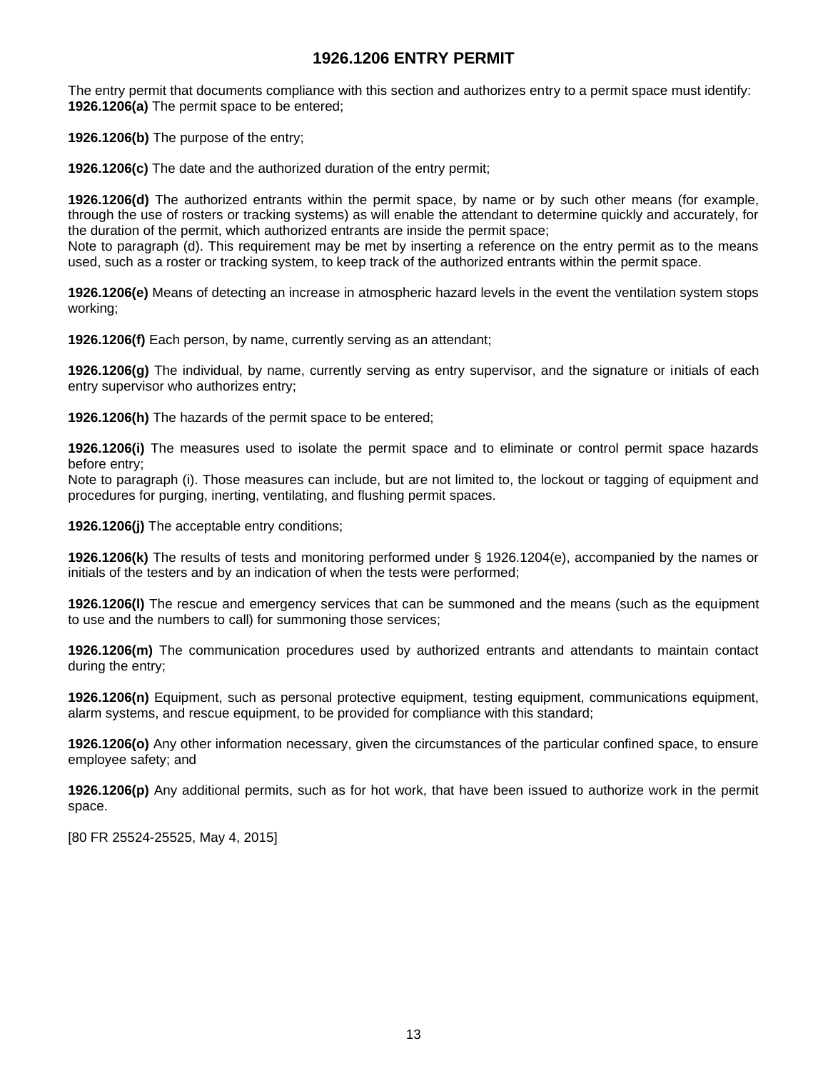# 1926.1206 ENTRY PERMIT

The entry permit that documents compliance with this section and authorizes entry to a permit space must identify:
**1926.1206(a)** The permit space to be entered;

**1926.1206(b)** The purpose of the entry;

**1926.1206(c)** The date and the authorized duration of the entry permit;

**1926.1206(d)** The authorized entrants within the permit space, by name or by such other means (for example, through the use of rosters or tracking systems) as will enable the attendant to determine quickly and accurately, for the duration of the permit, which authorized entrants are inside the permit space;
Note to paragraph (d). This requirement may be met by inserting a reference on the entry permit as to the means used, such as a roster or tracking system, to keep track of the authorized entrants within the permit space.

**1926.1206(e)** Means of detecting an increase in atmospheric hazard levels in the event the ventilation system stops working;

**1926.1206(f)** Each person, by name, currently serving as an attendant;

**1926.1206(g)** The individual, by name, currently serving as entry supervisor, and the signature or initials of each entry supervisor who authorizes entry;

**1926.1206(h)** The hazards of the permit space to be entered;

**1926.1206(i)** The measures used to isolate the permit space and to eliminate or control permit space hazards before entry;
Note to paragraph (i). Those measures can include, but are not limited to, the lockout or tagging of equipment and procedures for purging, inerting, ventilating, and flushing permit spaces.

**1926.1206(j)** The acceptable entry conditions;

**1926.1206(k)** The results of tests and monitoring performed under § 1926.1204(e), accompanied by the names or initials of the testers and by an indication of when the tests were performed;

**1926.1206(l)** The rescue and emergency services that can be summoned and the means (such as the equipment to use and the numbers to call) for summoning those services;

**1926.1206(m)** The communication procedures used by authorized entrants and attendants to maintain contact during the entry;

**1926.1206(n)** Equipment, such as personal protective equipment, testing equipment, communications equipment, alarm systems, and rescue equipment, to be provided for compliance with this standard;

**1926.1206(o)** Any other information necessary, given the circumstances of the particular confined space, to ensure employee safety; and

**1926.1206(p)** Any additional permits, such as for hot work, that have been issued to authorize work in the permit space.

[80 FR 25524-25525, May 4, 2015]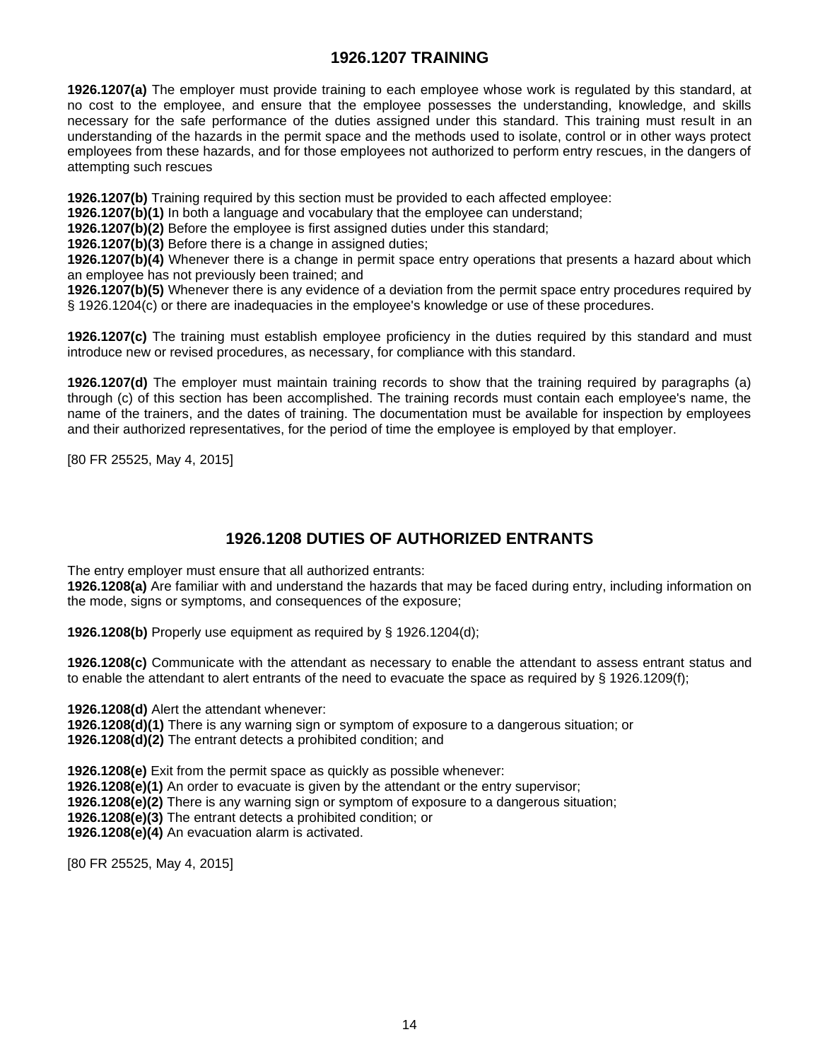## 1926.1207 TRAINING

**1926.1207(a)** The employer must provide training to each employee whose work is regulated by this standard, at no cost to the employee, and ensure that the employee possesses the understanding, knowledge, and skills necessary for the safe performance of the duties assigned under this standard. This training must result in an understanding of the hazards in the permit space and the methods used to isolate, control or in other ways protect employees from these hazards, and for those employees not authorized to perform entry rescues, in the dangers of attempting such rescues

**1926.1207(b)** Training required by this section must be provided to each affected employee:
**1926.1207(b)(1)** In both a language and vocabulary that the employee can understand;
**1926.1207(b)(2)** Before the employee is first assigned duties under this standard;
**1926.1207(b)(3)** Before there is a change in assigned duties;
**1926.1207(b)(4)** Whenever there is a change in permit space entry operations that presents a hazard about which an employee has not previously been trained; and
**1926.1207(b)(5)** Whenever there is any evidence of a deviation from the permit space entry procedures required by § 1926.1204(c) or there are inadequacies in the employee's knowledge or use of these procedures.

**1926.1207(c)** The training must establish employee proficiency in the duties required by this standard and must introduce new or revised procedures, as necessary, for compliance with this standard.

**1926.1207(d)** The employer must maintain training records to show that the training required by paragraphs (a) through (c) of this section has been accomplished. The training records must contain each employee's name, the name of the trainers, and the dates of training. The documentation must be available for inspection by employees and their authorized representatives, for the period of time the employee is employed by that employer.

[80 FR 25525, May 4, 2015]

## 1926.1208 DUTIES OF AUTHORIZED ENTRANTS

The entry employer must ensure that all authorized entrants:
**1926.1208(a)** Are familiar with and understand the hazards that may be faced during entry, including information on the mode, signs or symptoms, and consequences of the exposure;

**1926.1208(b)** Properly use equipment as required by § 1926.1204(d);

**1926.1208(c)** Communicate with the attendant as necessary to enable the attendant to assess entrant status and to enable the attendant to alert entrants of the need to evacuate the space as required by § 1926.1209(f);

**1926.1208(d)** Alert the attendant whenever:
**1926.1208(d)(1)** There is any warning sign or symptom of exposure to a dangerous situation; or
**1926.1208(d)(2)** The entrant detects a prohibited condition; and

**1926.1208(e)** Exit from the permit space as quickly as possible whenever:
**1926.1208(e)(1)** An order to evacuate is given by the attendant or the entry supervisor;
**1926.1208(e)(2)** There is any warning sign or symptom of exposure to a dangerous situation;
**1926.1208(e)(3)** The entrant detects a prohibited condition; or
**1926.1208(e)(4)** An evacuation alarm is activated.

[80 FR 25525, May 4, 2015]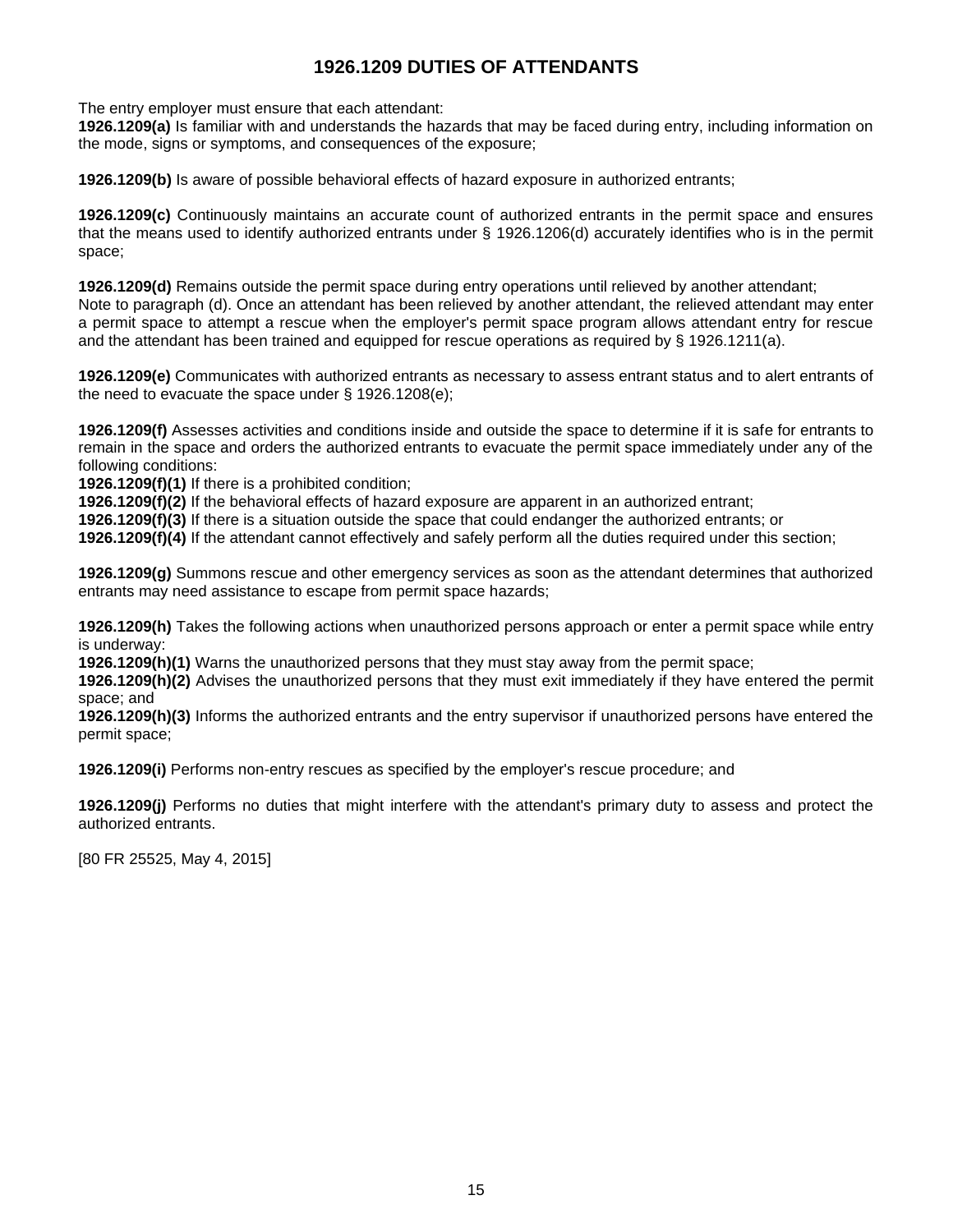# 1926.1209 DUTIES OF ATTENDANTS

The entry employer must ensure that each attendant:
**1926.1209(a)** Is familiar with and understands the hazards that may be faced during entry, including information on the mode, signs or symptoms, and consequences of the exposure;

**1926.1209(b)** Is aware of possible behavioral effects of hazard exposure in authorized entrants;

**1926.1209(c)** Continuously maintains an accurate count of authorized entrants in the permit space and ensures that the means used to identify authorized entrants under § 1926.1206(d) accurately identifies who is in the permit space;

**1926.1209(d)** Remains outside the permit space during entry operations until relieved by another attendant;
Note to paragraph (d). Once an attendant has been relieved by another attendant, the relieved attendant may enter a permit space to attempt a rescue when the employer's permit space program allows attendant entry for rescue and the attendant has been trained and equipped for rescue operations as required by § 1926.1211(a).

**1926.1209(e)** Communicates with authorized entrants as necessary to assess entrant status and to alert entrants of the need to evacuate the space under § 1926.1208(e);

**1926.1209(f)** Assesses activities and conditions inside and outside the space to determine if it is safe for entrants to remain in the space and orders the authorized entrants to evacuate the permit space immediately under any of the following conditions:
**1926.1209(f)(1)** If there is a prohibited condition;
**1926.1209(f)(2)** If the behavioral effects of hazard exposure are apparent in an authorized entrant;
**1926.1209(f)(3)** If there is a situation outside the space that could endanger the authorized entrants; or
**1926.1209(f)(4)** If the attendant cannot effectively and safely perform all the duties required under this section;

**1926.1209(g)** Summons rescue and other emergency services as soon as the attendant determines that authorized entrants may need assistance to escape from permit space hazards;

**1926.1209(h)** Takes the following actions when unauthorized persons approach or enter a permit space while entry is underway:
**1926.1209(h)(1)** Warns the unauthorized persons that they must stay away from the permit space;
**1926.1209(h)(2)** Advises the unauthorized persons that they must exit immediately if they have entered the permit space; and
**1926.1209(h)(3)** Informs the authorized entrants and the entry supervisor if unauthorized persons have entered the permit space;

**1926.1209(i)** Performs non-entry rescues as specified by the employer's rescue procedure; and

**1926.1209(j)** Performs no duties that might interfere with the attendant's primary duty to assess and protect the authorized entrants.

[80 FR 25525, May 4, 2015]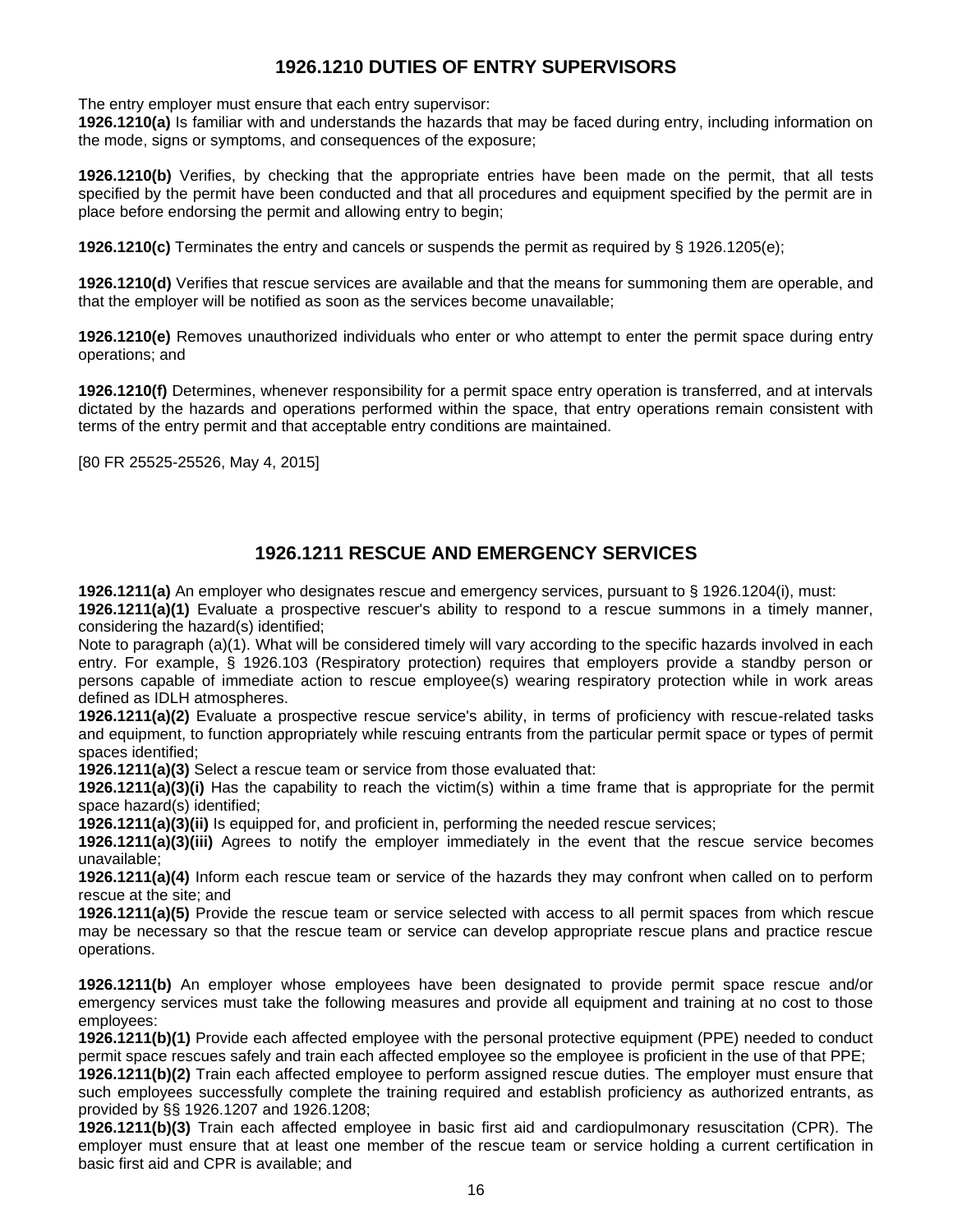## 1926.1210 DUTIES OF ENTRY SUPERVISORS

The entry employer must ensure that each entry supervisor:

**1926.1210(a)** Is familiar with and understands the hazards that may be faced during entry, including information on the mode, signs or symptoms, and consequences of the exposure;

**1926.1210(b)** Verifies, by checking that the appropriate entries have been made on the permit, that all tests specified by the permit have been conducted and that all procedures and equipment specified by the permit are in place before endorsing the permit and allowing entry to begin;

**1926.1210(c)** Terminates the entry and cancels or suspends the permit as required by § 1926.1205(e);

**1926.1210(d)** Verifies that rescue services are available and that the means for summoning them are operable, and that the employer will be notified as soon as the services become unavailable;

**1926.1210(e)** Removes unauthorized individuals who enter or who attempt to enter the permit space during entry operations; and

**1926.1210(f)** Determines, whenever responsibility for a permit space entry operation is transferred, and at intervals dictated by the hazards and operations performed within the space, that entry operations remain consistent with terms of the entry permit and that acceptable entry conditions are maintained.

[80 FR 25525-25526, May 4, 2015]

## 1926.1211 RESCUE AND EMERGENCY SERVICES

**1926.1211(a)** An employer who designates rescue and emergency services, pursuant to § 1926.1204(i), must:

**1926.1211(a)(1)** Evaluate a prospective rescuer's ability to respond to a rescue summons in a timely manner, considering the hazard(s) identified;

Note to paragraph (a)(1). What will be considered timely will vary according to the specific hazards involved in each entry. For example, § 1926.103 (Respiratory protection) requires that employers provide a standby person or persons capable of immediate action to rescue employee(s) wearing respiratory protection while in work areas defined as IDLH atmospheres.

**1926.1211(a)(2)** Evaluate a prospective rescue service's ability, in terms of proficiency with rescue-related tasks and equipment, to function appropriately while rescuing entrants from the particular permit space or types of permit spaces identified;

**1926.1211(a)(3)** Select a rescue team or service from those evaluated that:

**1926.1211(a)(3)(i)** Has the capability to reach the victim(s) within a time frame that is appropriate for the permit space hazard(s) identified;

**1926.1211(a)(3)(ii)** Is equipped for, and proficient in, performing the needed rescue services;

**1926.1211(a)(3)(iii)** Agrees to notify the employer immediately in the event that the rescue service becomes unavailable;

**1926.1211(a)(4)** Inform each rescue team or service of the hazards they may confront when called on to perform rescue at the site; and

**1926.1211(a)(5)** Provide the rescue team or service selected with access to all permit spaces from which rescue may be necessary so that the rescue team or service can develop appropriate rescue plans and practice rescue operations.

**1926.1211(b)** An employer whose employees have been designated to provide permit space rescue and/or emergency services must take the following measures and provide all equipment and training at no cost to those employees:

**1926.1211(b)(1)** Provide each affected employee with the personal protective equipment (PPE) needed to conduct permit space rescues safely and train each affected employee so the employee is proficient in the use of that PPE;

**1926.1211(b)(2)** Train each affected employee to perform assigned rescue duties. The employer must ensure that such employees successfully complete the training required and establish proficiency as authorized entrants, as provided by §§ 1926.1207 and 1926.1208;

**1926.1211(b)(3)** Train each affected employee in basic first aid and cardiopulmonary resuscitation (CPR). The employer must ensure that at least one member of the rescue team or service holding a current certification in basic first aid and CPR is available; and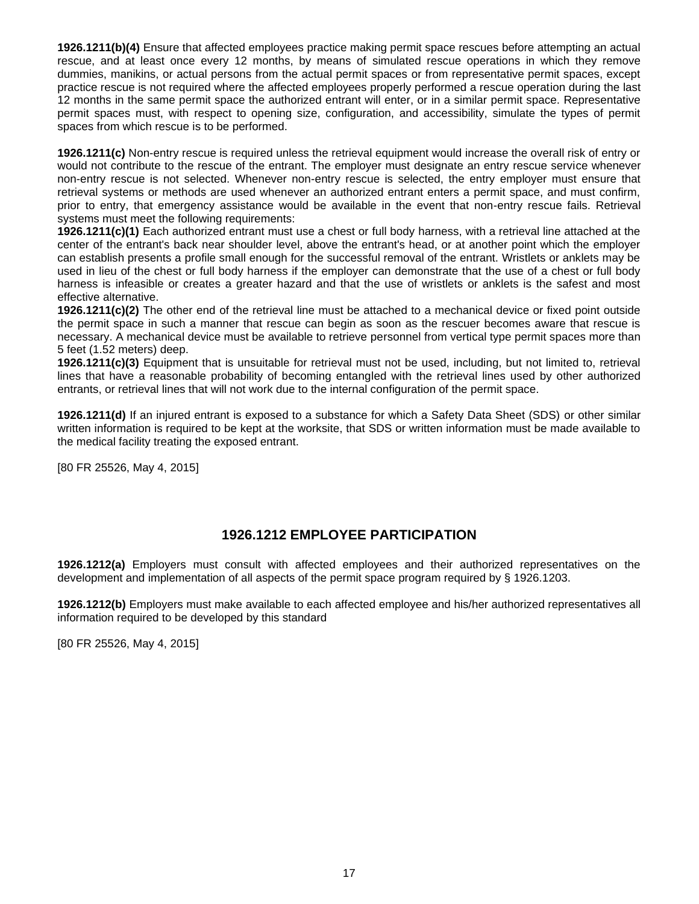**1926.1211(b)(4)** Ensure that affected employees practice making permit space rescues before attempting an actual rescue, and at least once every 12 months, by means of simulated rescue operations in which they remove dummies, manikins, or actual persons from the actual permit spaces or from representative permit spaces, except practice rescue is not required where the affected employees properly performed a rescue operation during the last 12 months in the same permit space the authorized entrant will enter, or in a similar permit space. Representative permit spaces must, with respect to opening size, configuration, and accessibility, simulate the types of permit spaces from which rescue is to be performed.

**1926.1211(c)** Non-entry rescue is required unless the retrieval equipment would increase the overall risk of entry or would not contribute to the rescue of the entrant. The employer must designate an entry rescue service whenever non-entry rescue is not selected. Whenever non-entry rescue is selected, the entry employer must ensure that retrieval systems or methods are used whenever an authorized entrant enters a permit space, and must confirm, prior to entry, that emergency assistance would be available in the event that non-entry rescue fails. Retrieval systems must meet the following requirements:

**1926.1211(c)(1)** Each authorized entrant must use a chest or full body harness, with a retrieval line attached at the center of the entrant's back near shoulder level, above the entrant's head, or at another point which the employer can establish presents a profile small enough for the successful removal of the entrant. Wristlets or anklets may be used in lieu of the chest or full body harness if the employer can demonstrate that the use of a chest or full body harness is infeasible or creates a greater hazard and that the use of wristlets or anklets is the safest and most effective alternative.

**1926.1211(c)(2)** The other end of the retrieval line must be attached to a mechanical device or fixed point outside the permit space in such a manner that rescue can begin as soon as the rescuer becomes aware that rescue is necessary. A mechanical device must be available to retrieve personnel from vertical type permit spaces more than 5 feet (1.52 meters) deep.

**1926.1211(c)(3)** Equipment that is unsuitable for retrieval must not be used, including, but not limited to, retrieval lines that have a reasonable probability of becoming entangled with the retrieval lines used by other authorized entrants, or retrieval lines that will not work due to the internal configuration of the permit space.

**1926.1211(d)** If an injured entrant is exposed to a substance for which a Safety Data Sheet (SDS) or other similar written information is required to be kept at the worksite, that SDS or written information must be made available to the medical facility treating the exposed entrant.

[80 FR 25526, May 4, 2015]

## 1926.1212 EMPLOYEE PARTICIPATION

**1926.1212(a)** Employers must consult with affected employees and their authorized representatives on the development and implementation of all aspects of the permit space program required by § 1926.1203.

**1926.1212(b)** Employers must make available to each affected employee and his/her authorized representatives all information required to be developed by this standard

[80 FR 25526, May 4, 2015]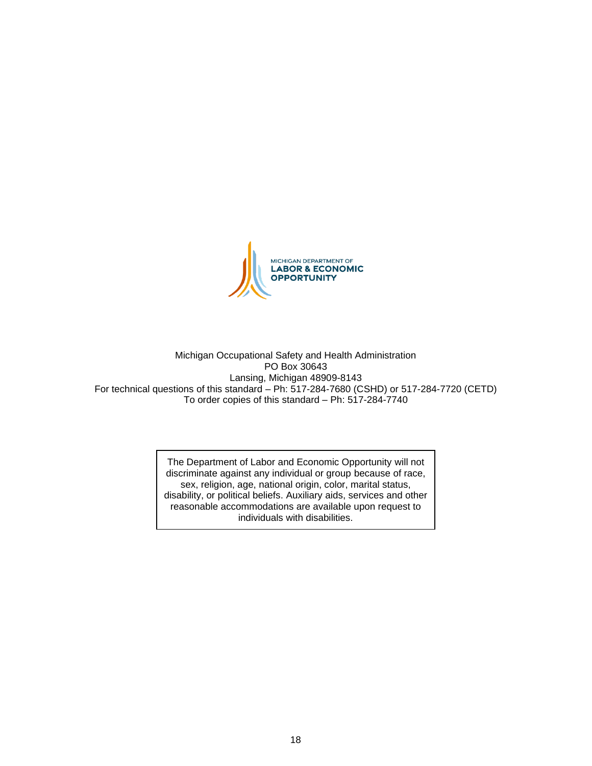MICHIGAN DEPARTMENT OF
LABOR & ECONOMIC
OPPORTUNITY

Michigan Occupational Safety and Health Administration
PO Box 30643
Lansing, Michigan 48909-8143
For technical questions of this standard – Ph: 517-284-7680 (CSHD) or 517-284-7720 (CETD)
To order copies of this standard – Ph: 517-284-7740

The Department of Labor and Economic Opportunity will not discriminate against any individual or group because of race, sex, religion, age, national origin, color, marital status, disability, or political beliefs. Auxiliary aids, services and other reasonable accommodations are available upon request to individuals with disabilities.